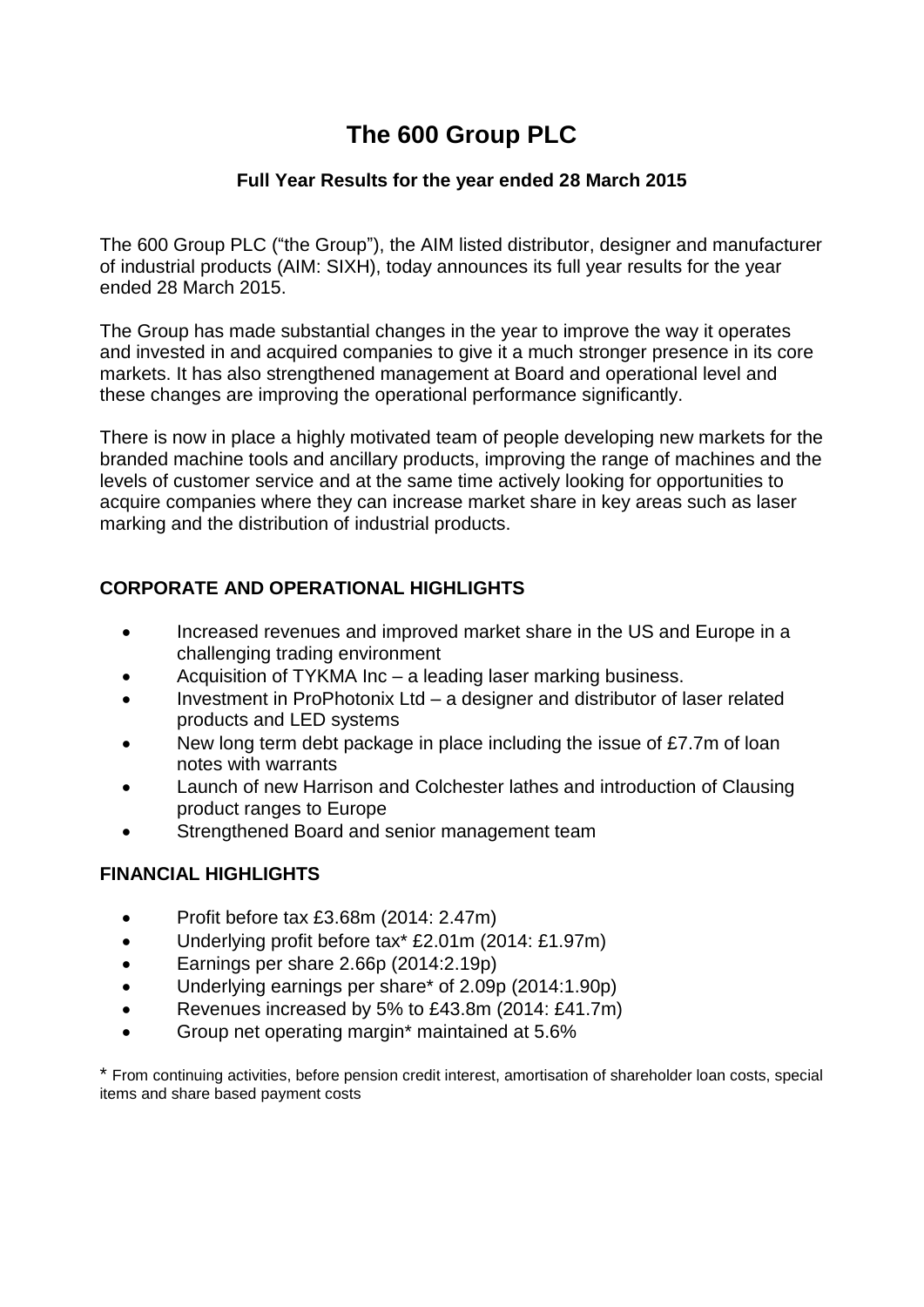# The 600 Group PLC

### Full Year Results for the year ended 28 March 2015

The 600 Group PLC ("the Group"), the AIM listed distributor, designer and manufacturer of industrial products (AIM: SIXH), today announces its full year results for the year ended 28 March 2015.

The Group has made substantial changes in the year to improve the way it operates and invested in and acquired companies to give it a much stronger presence in its core markets. It has also strengthened management at Board and operational level and these changes are improving the operational performance significantly.

There is now in place a highly motivated team of people developing new markets for the branded machine tools and ancillary products, improving the range of machines and the levels of customer service and at the same time actively looking for opportunities to acquire companies where they can increase market share in key areas such as laser marking and the distribution of industrial products.

## CORPORATE AND OPERATIONAL HIGHLIGHTS

- Increased revenues and improved market share in the US and Europe in a challenging trading environment
- Acquisition of TYKMA Inc – a leading laser marking business.
- Investment in ProPhotonix Ltd – a designer and distributor of laser related products and LED systems
- New long term debt package in place including the issue of £7.7m of loan notes with warrants
- Launch of new Harrison and Colchester lathes and introduction of Clausing product ranges to Europe
- Strengthened Board and senior management team

## FINANCIAL HIGHLIGHTS

- Profit before tax £3.68m (2014: 2.47m)
- Underlying profit before tax* £2.01m (2014: £1.97m)
- Earnings per share 2.66p (2014:2.19p)
- Underlying earnings per share* of 2.09p (2014:1.90p)
- Revenues increased by 5% to £43.8m (2014: £41.7m)
- Group net operating margin* maintained at 5.6%

\* From continuing activities, before pension credit interest, amortisation of shareholder loan costs, special items and share based payment costs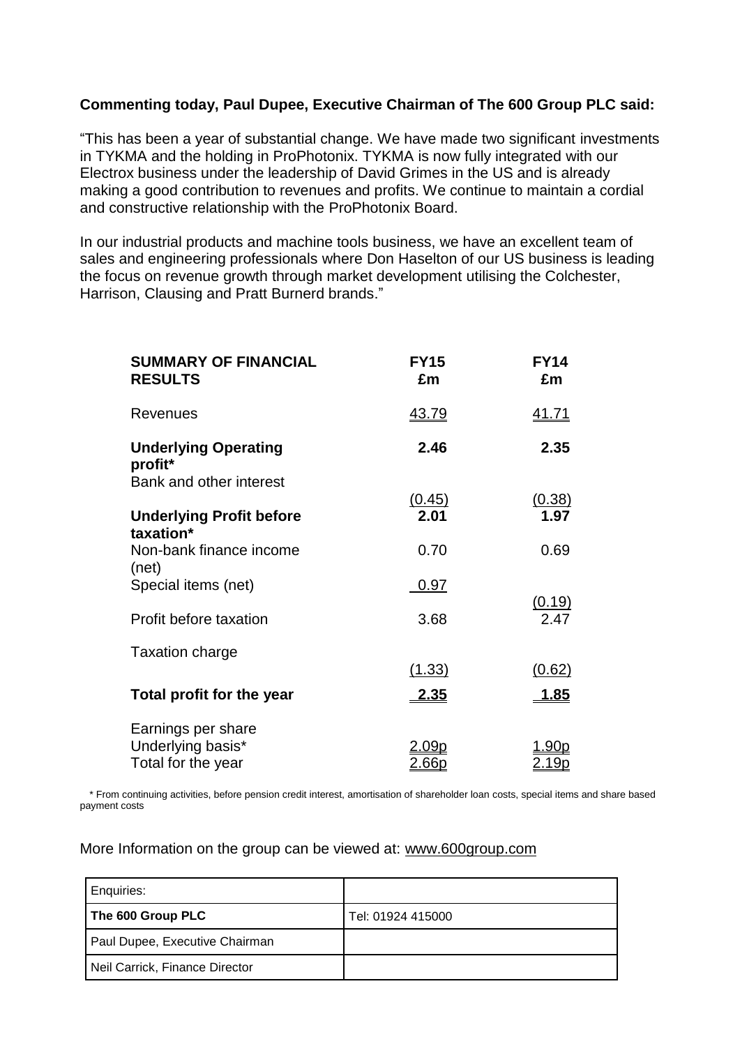**Commenting today, Paul Dupee, Executive Chairman of The 600 Group PLC said:**

"This has been a year of substantial change. We have made two significant investments in TYKMA and the holding in ProPhotonix. TYKMA is now fully integrated with our Electrox business under the leadership of David Grimes in the US and is already making a good contribution to revenues and profits. We continue to maintain a cordial and constructive relationship with the ProPhotonix Board.

In our industrial products and machine tools business, we have an excellent team of sales and engineering professionals where Don Haselton of our US business is leading the focus on revenue growth through market development utilising the Colchester, Harrison, Clausing and Pratt Burnerd brands."

| **SUMMARY OF FINANCIAL RESULTS** | **FY15 £m** | **FY14 £m** |
|---|---|---|
| Revenues | 43.79 | 41.71 |
| **Underlying Operating profit*** | **2.46** | **2.35** |
| Bank and other interest | (0.45) | (0.38) |
| **Underlying Profit before taxation*** | **2.01** | **1.97** |
| Non-bank finance income (net) | 0.70 | 0.69 |
| Special items (net) | 0.97 | (0.19) |
| Profit before taxation | 3.68 | 2.47 |
| Taxation charge | (1.33) | (0.62) |
| **Total profit for the year** | **2.35** | **1.85** |
| Earnings per share | | |
| Underlying basis* | 2.09p | 1.90p |
| Total for the year | 2.66p | 2.19p |

\* From continuing activities, before pension credit interest, amortisation of shareholder loan costs, special items and share based payment costs

More Information on the group can be viewed at: www.600group.com

| Enquiries: | |
|---|---|
| **The 600 Group PLC** | Tel: 01924 415000 |
| Paul Dupee, Executive Chairman | |
| Neil Carrick, Finance Director | |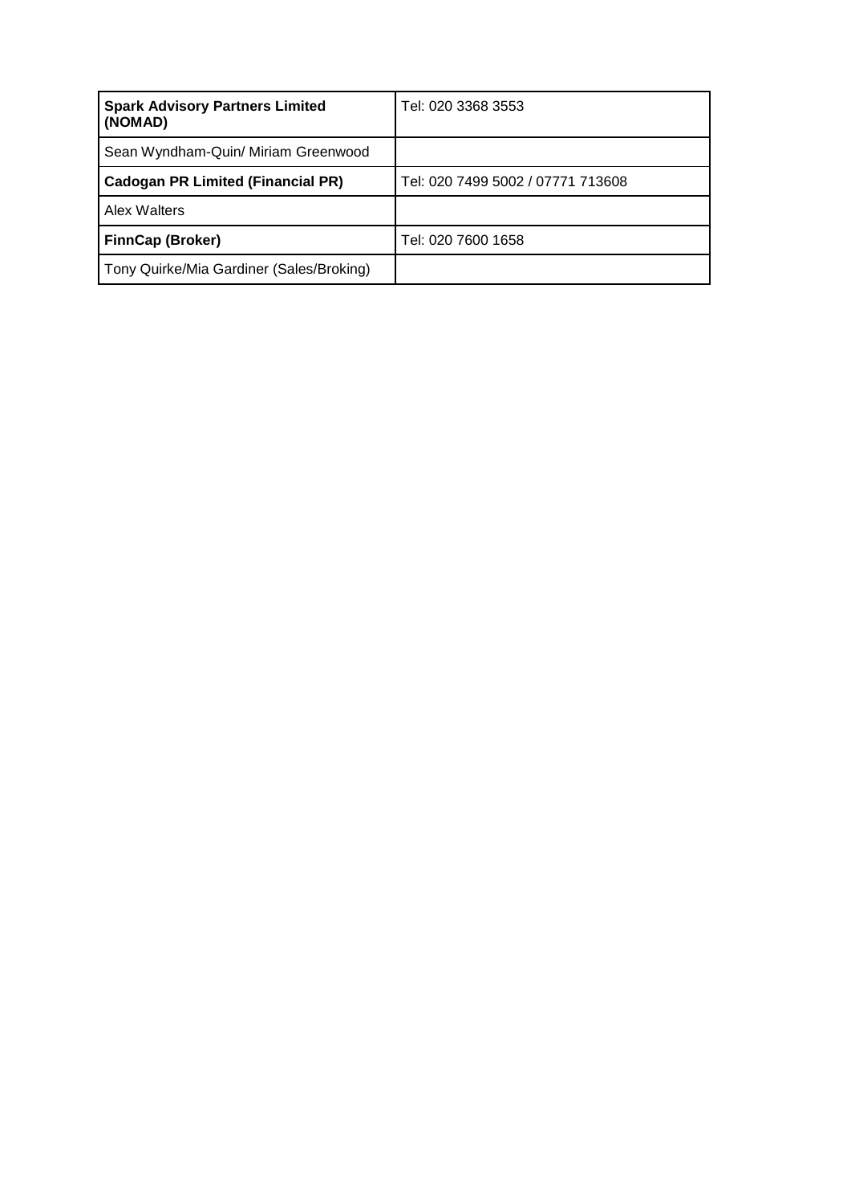| **Spark Advisory Partners Limited (NOMAD)** | Tel: 020 3368 3553 |
|---|---|
| Sean Wyndham-Quin/ Miriam Greenwood | |
| **Cadogan PR Limited (Financial PR)** | Tel: 020 7499 5002 / 07771 713608 |
| Alex Walters | |
| **FinnCap (Broker)** | Tel: 020 7600 1658 |
| Tony Quirke/Mia Gardiner (Sales/Broking) | |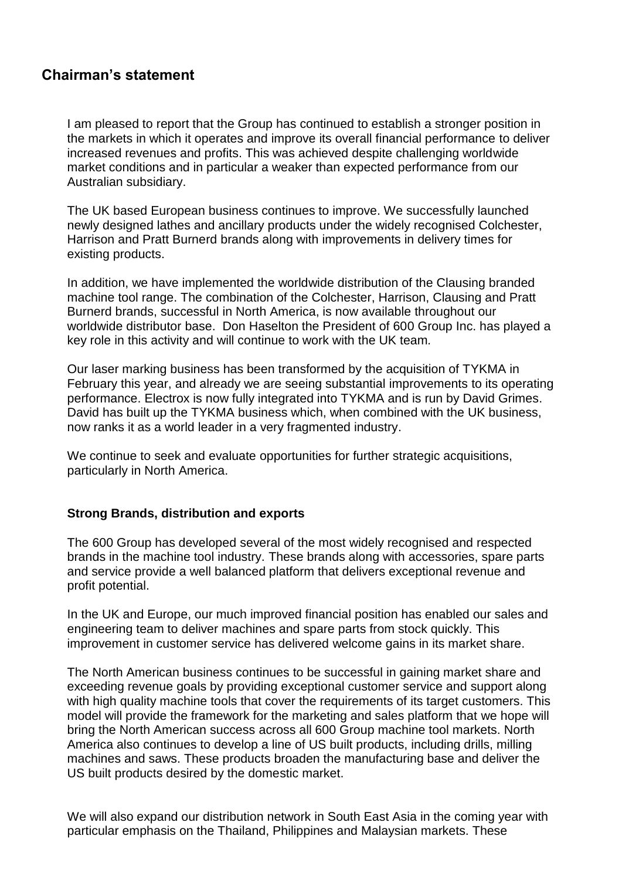## Chairman's statement

I am pleased to report that the Group has continued to establish a stronger position in the markets in which it operates and improve its overall financial performance to deliver increased revenues and profits. This was achieved despite challenging worldwide market conditions and in particular a weaker than expected performance from our Australian subsidiary.

The UK based European business continues to improve. We successfully launched newly designed lathes and ancillary products under the widely recognised Colchester, Harrison and Pratt Burnerd brands along with improvements in delivery times for existing products.

In addition, we have implemented the worldwide distribution of the Clausing branded machine tool range. The combination of the Colchester, Harrison, Clausing and Pratt Burnerd brands, successful in North America, is now available throughout our worldwide distributor base. Don Haselton the President of 600 Group Inc. has played a key role in this activity and will continue to work with the UK team.

Our laser marking business has been transformed by the acquisition of TYKMA in February this year, and already we are seeing substantial improvements to its operating performance. Electrox is now fully integrated into TYKMA and is run by David Grimes. David has built up the TYKMA business which, when combined with the UK business, now ranks it as a world leader in a very fragmented industry.

We continue to seek and evaluate opportunities for further strategic acquisitions, particularly in North America.

**Strong Brands, distribution and exports**

The 600 Group has developed several of the most widely recognised and respected brands in the machine tool industry. These brands along with accessories, spare parts and service provide a well balanced platform that delivers exceptional revenue and profit potential.

In the UK and Europe, our much improved financial position has enabled our sales and engineering team to deliver machines and spare parts from stock quickly. This improvement in customer service has delivered welcome gains in its market share.

The North American business continues to be successful in gaining market share and exceeding revenue goals by providing exceptional customer service and support along with high quality machine tools that cover the requirements of its target customers. This model will provide the framework for the marketing and sales platform that we hope will bring the North American success across all 600 Group machine tool markets. North America also continues to develop a line of US built products, including drills, milling machines and saws. These products broaden the manufacturing base and deliver the US built products desired by the domestic market.

We will also expand our distribution network in South East Asia in the coming year with particular emphasis on the Thailand, Philippines and Malaysian markets. These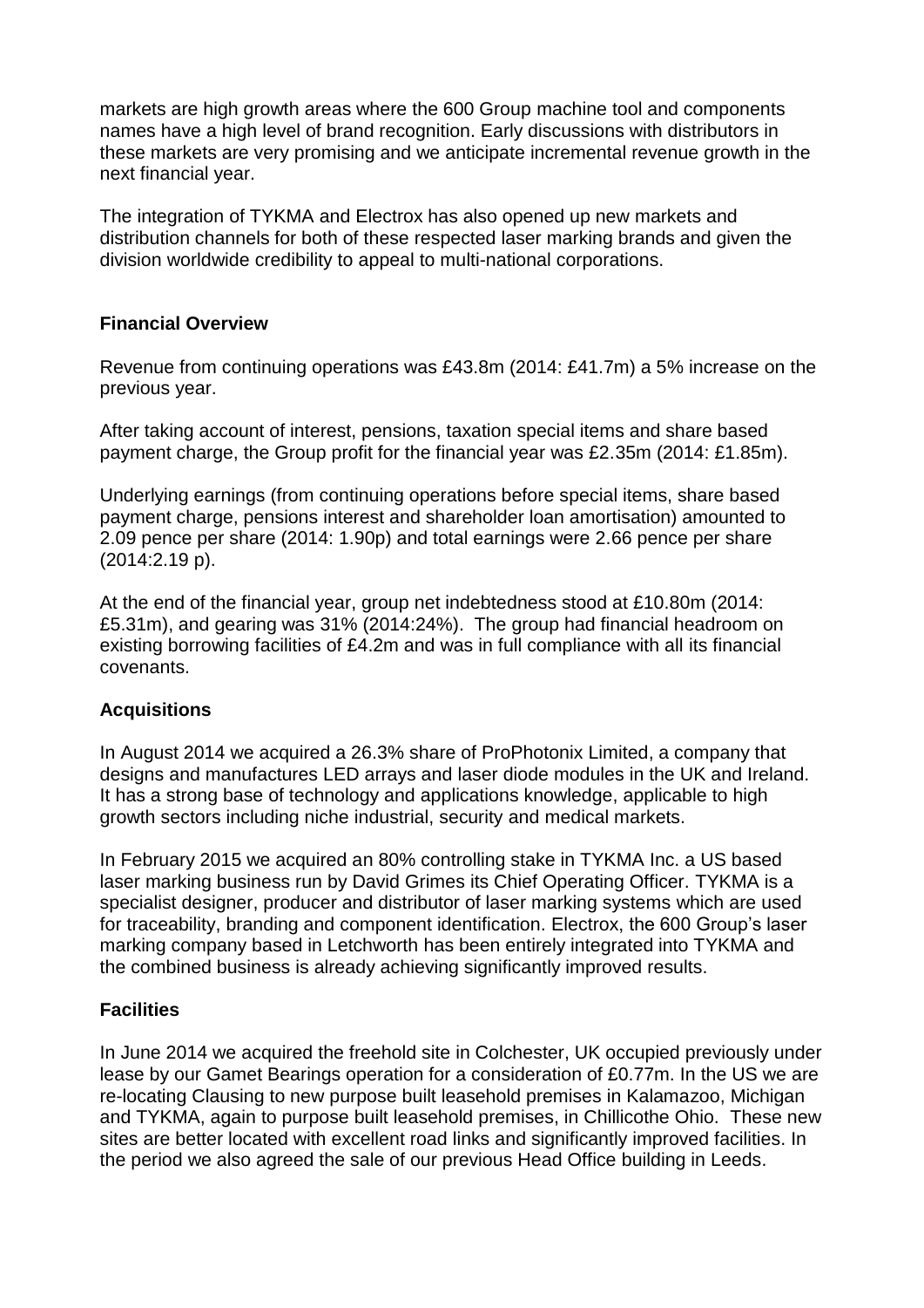markets are high growth areas where the 600 Group machine tool and components names have a high level of brand recognition. Early discussions with distributors in these markets are very promising and we anticipate incremental revenue growth in the next financial year.

The integration of TYKMA and Electrox has also opened up new markets and distribution channels for both of these respected laser marking brands and given the division worldwide credibility to appeal to multi-national corporations.

## Financial Overview

Revenue from continuing operations was £43.8m (2014: £41.7m) a 5% increase on the previous year.

After taking account of interest, pensions, taxation special items and share based payment charge, the Group profit for the financial year was £2.35m (2014: £1.85m).

Underlying earnings (from continuing operations before special items, share based payment charge, pensions interest and shareholder loan amortisation) amounted to 2.09 pence per share (2014: 1.90p) and total earnings were 2.66 pence per share (2014:2.19 p).

At the end of the financial year, group net indebtedness stood at £10.80m (2014: £5.31m), and gearing was 31% (2014:24%). The group had financial headroom on existing borrowing facilities of £4.2m and was in full compliance with all its financial covenants.

## Acquisitions

In August 2014 we acquired a 26.3% share of ProPhotonix Limited, a company that designs and manufactures LED arrays and laser diode modules in the UK and Ireland. It has a strong base of technology and applications knowledge, applicable to high growth sectors including niche industrial, security and medical markets.

In February 2015 we acquired an 80% controlling stake in TYKMA Inc. a US based laser marking business run by David Grimes its Chief Operating Officer. TYKMA is a specialist designer, producer and distributor of laser marking systems which are used for traceability, branding and component identification. Electrox, the 600 Group's laser marking company based in Letchworth has been entirely integrated into TYKMA and the combined business is already achieving significantly improved results.

## Facilities

In June 2014 we acquired the freehold site in Colchester, UK occupied previously under lease by our Gamet Bearings operation for a consideration of £0.77m. In the US we are re-locating Clausing to new purpose built leasehold premises in Kalamazoo, Michigan and TYKMA, again to purpose built leasehold premises, in Chillicothe Ohio. These new sites are better located with excellent road links and significantly improved facilities. In the period we also agreed the sale of our previous Head Office building in Leeds.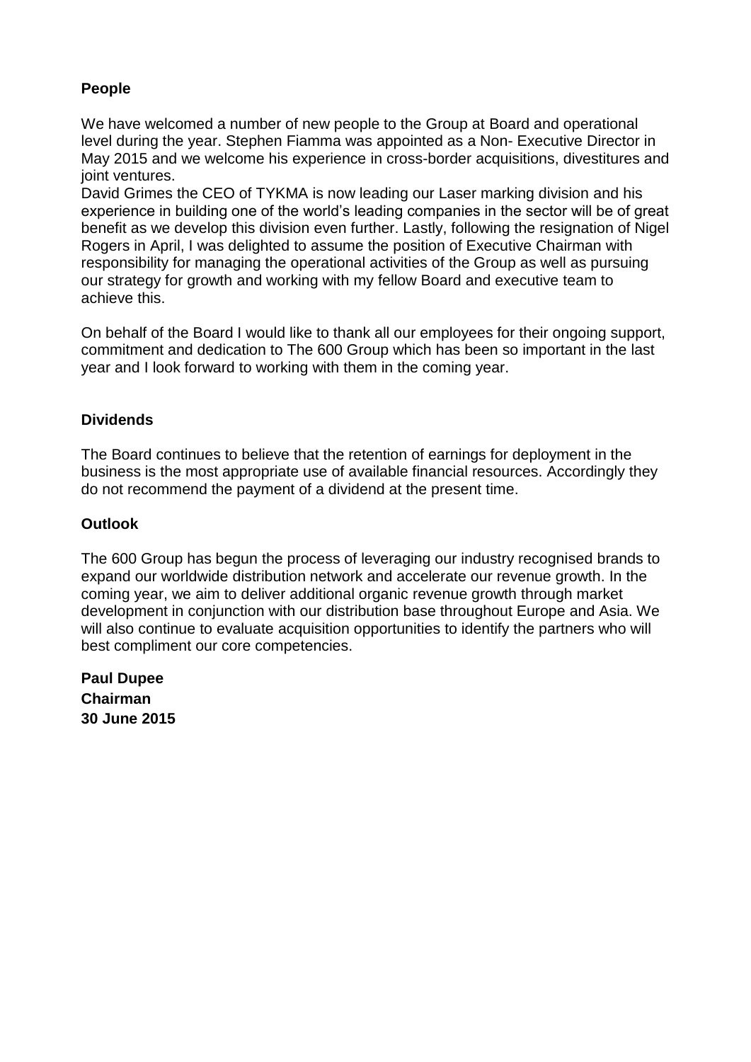**People**

We have welcomed a number of new people to the Group at Board and operational level during the year. Stephen Fiamma was appointed as a Non- Executive Director in May 2015 and we welcome his experience in cross-border acquisitions, divestitures and joint ventures.

David Grimes the CEO of TYKMA is now leading our Laser marking division and his experience in building one of the world's leading companies in the sector will be of great benefit as we develop this division even further. Lastly, following the resignation of Nigel Rogers in April, I was delighted to assume the position of Executive Chairman with responsibility for managing the operational activities of the Group as well as pursuing our strategy for growth and working with my fellow Board and executive team to achieve this.

On behalf of the Board I would like to thank all our employees for their ongoing support, commitment and dedication to The 600 Group which has been so important in the last year and I look forward to working with them in the coming year.

**Dividends**

The Board continues to believe that the retention of earnings for deployment in the business is the most appropriate use of available financial resources. Accordingly they do not recommend the payment of a dividend at the present time.

**Outlook**

The 600 Group has begun the process of leveraging our industry recognised brands to expand our worldwide distribution network and accelerate our revenue growth. In the coming year, we aim to deliver additional organic revenue growth through market development in conjunction with our distribution base throughout Europe and Asia. We will also continue to evaluate acquisition opportunities to identify the partners who will best compliment our core competencies.

**Paul Dupee**
**Chairman**
**30 June 2015**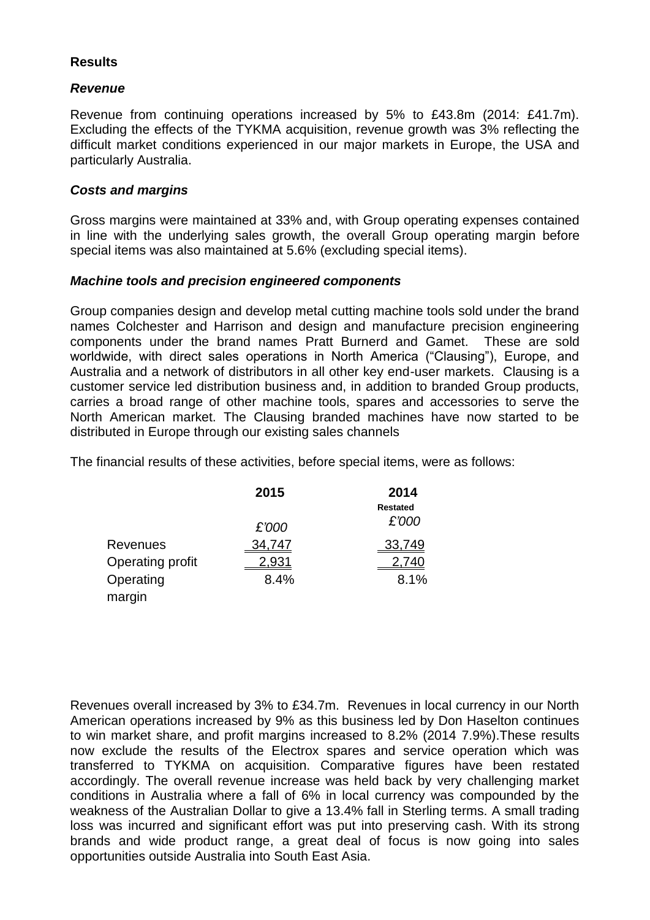**Results**

***Revenue***

Revenue from continuing operations increased by 5% to £43.8m (2014: £41.7m). Excluding the effects of the TYKMA acquisition, revenue growth was 3% reflecting the difficult market conditions experienced in our major markets in Europe, the USA and particularly Australia.

***Costs and margins***

Gross margins were maintained at 33% and, with Group operating expenses contained in line with the underlying sales growth, the overall Group operating margin before special items was also maintained at 5.6% (excluding special items).

***Machine tools and precision engineered components***

Group companies design and develop metal cutting machine tools sold under the brand names Colchester and Harrison and design and manufacture precision engineering components under the brand names Pratt Burnerd and Gamet. These are sold worldwide, with direct sales operations in North America ("Clausing"), Europe, and Australia and a network of distributors in all other key end-user markets. Clausing is a customer service led distribution business and, in addition to branded Group products, carries a broad range of other machine tools, spares and accessories to serve the North American market. The Clausing branded machines have now started to be distributed in Europe through our existing sales channels

The financial results of these activities, before special items, were as follows:

| | 2015 | 2014 |
|---|---|---|
| | | Restated |
| | *£'000* | *£'000* |
| Revenues | 34,747 | 33,749 |
| Operating profit | 2,931 | 2,740 |
| Operating margin | 8.4% | 8.1% |

Revenues overall increased by 3% to £34.7m. Revenues in local currency in our North American operations increased by 9% as this business led by Don Haselton continues to win market share, and profit margins increased to 8.2% (2014 7.9%).These results now exclude the results of the Electrox spares and service operation which was transferred to TYKMA on acquisition. Comparative figures have been restated accordingly. The overall revenue increase was held back by very challenging market conditions in Australia where a fall of 6% in local currency was compounded by the weakness of the Australian Dollar to give a 13.4% fall in Sterling terms. A small trading loss was incurred and significant effort was put into preserving cash. With its strong brands and wide product range, a great deal of focus is now going into sales opportunities outside Australia into South East Asia.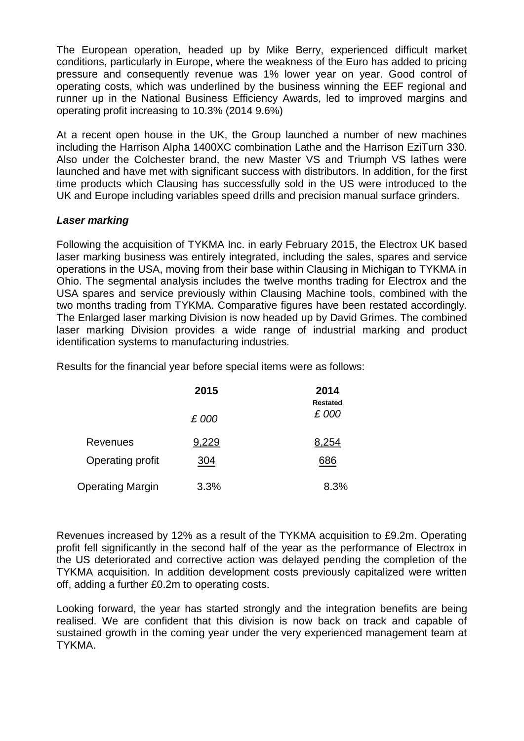The European operation, headed up by Mike Berry, experienced difficult market conditions, particularly in Europe, where the weakness of the Euro has added to pricing pressure and consequently revenue was 1% lower year on year. Good control of operating costs, which was underlined by the business winning the EEF regional and runner up in the National Business Efficiency Awards, led to improved margins and operating profit increasing to 10.3% (2014 9.6%)

At a recent open house in the UK, the Group launched a number of new machines including the Harrison Alpha 1400XC combination Lathe and the Harrison EziTurn 330. Also under the Colchester brand, the new Master VS and Triumph VS lathes were launched and have met with significant success with distributors. In addition, for the first time products which Clausing has successfully sold in the US were introduced to the UK and Europe including variables speed drills and precision manual surface grinders.

***Laser marking***

Following the acquisition of TYKMA Inc. in early February 2015, the Electrox UK based laser marking business was entirely integrated, including the sales, spares and service operations in the USA, moving from their base within Clausing in Michigan to TYKMA in Ohio. The segmental analysis includes the twelve months trading for Electrox and the USA spares and service previously within Clausing Machine tools, combined with the two months trading from TYKMA. Comparative figures have been restated accordingly. The Enlarged laser marking Division is now headed up by David Grimes. The combined laser marking Division provides a wide range of industrial marking and product identification systems to manufacturing industries.

Results for the financial year before special items were as follows:

| | 2015 | 2014 Restated |
|---|---|---|
| | *£ 000* | *£ 000* |
| Revenues | 9,229 | 8,254 |
| Operating profit | 304 | 686 |
| Operating Margin | 3.3% | 8.3% |

Revenues increased by 12% as a result of the TYKMA acquisition to £9.2m. Operating profit fell significantly in the second half of the year as the performance of Electrox in the US deteriorated and corrective action was delayed pending the completion of the TYKMA acquisition. In addition development costs previously capitalized were written off, adding a further £0.2m to operating costs.

Looking forward, the year has started strongly and the integration benefits are being realised. We are confident that this division is now back on track and capable of sustained growth in the coming year under the very experienced management team at TYKMA.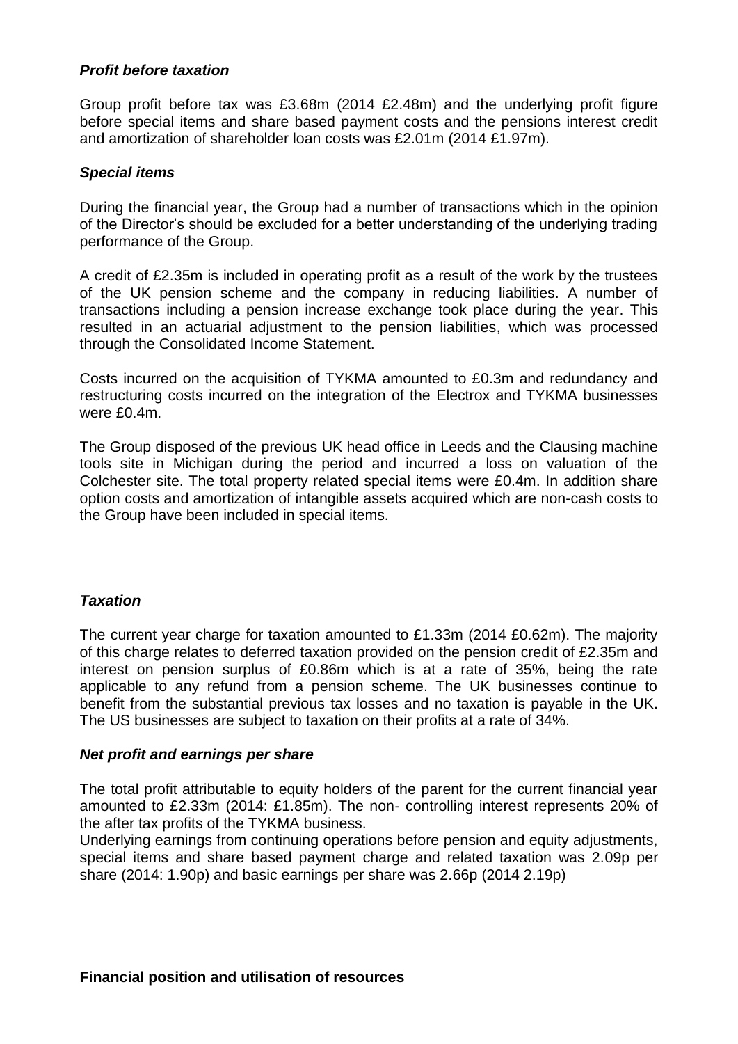### *Profit before taxation*

Group profit before tax was £3.68m (2014 £2.48m) and the underlying profit figure before special items and share based payment costs and the pensions interest credit and amortization of shareholder loan costs was £2.01m (2014 £1.97m).

### *Special items*

During the financial year, the Group had a number of transactions which in the opinion of the Director's should be excluded for a better understanding of the underlying trading performance of the Group.

A credit of £2.35m is included in operating profit as a result of the work by the trustees of the UK pension scheme and the company in reducing liabilities. A number of transactions including a pension increase exchange took place during the year. This resulted in an actuarial adjustment to the pension liabilities, which was processed through the Consolidated Income Statement.

Costs incurred on the acquisition of TYKMA amounted to £0.3m and redundancy and restructuring costs incurred on the integration of the Electrox and TYKMA businesses were £0.4m.

The Group disposed of the previous UK head office in Leeds and the Clausing machine tools site in Michigan during the period and incurred a loss on valuation of the Colchester site. The total property related special items were £0.4m. In addition share option costs and amortization of intangible assets acquired which are non-cash costs to the Group have been included in special items.

### *Taxation*

The current year charge for taxation amounted to £1.33m (2014 £0.62m). The majority of this charge relates to deferred taxation provided on the pension credit of £2.35m and interest on pension surplus of £0.86m which is at a rate of 35%, being the rate applicable to any refund from a pension scheme. The UK businesses continue to benefit from the substantial previous tax losses and no taxation is payable in the UK. The US businesses are subject to taxation on their profits at a rate of 34%.

### *Net profit and earnings per share*

The total profit attributable to equity holders of the parent for the current financial year amounted to £2.33m (2014: £1.85m). The non- controlling interest represents 20% of the after tax profits of the TYKMA business.
Underlying earnings from continuing operations before pension and equity adjustments, special items and share based payment charge and related taxation was 2.09p per share (2014: 1.90p) and basic earnings per share was 2.66p (2014 2.19p)

## **Financial position and utilisation of resources**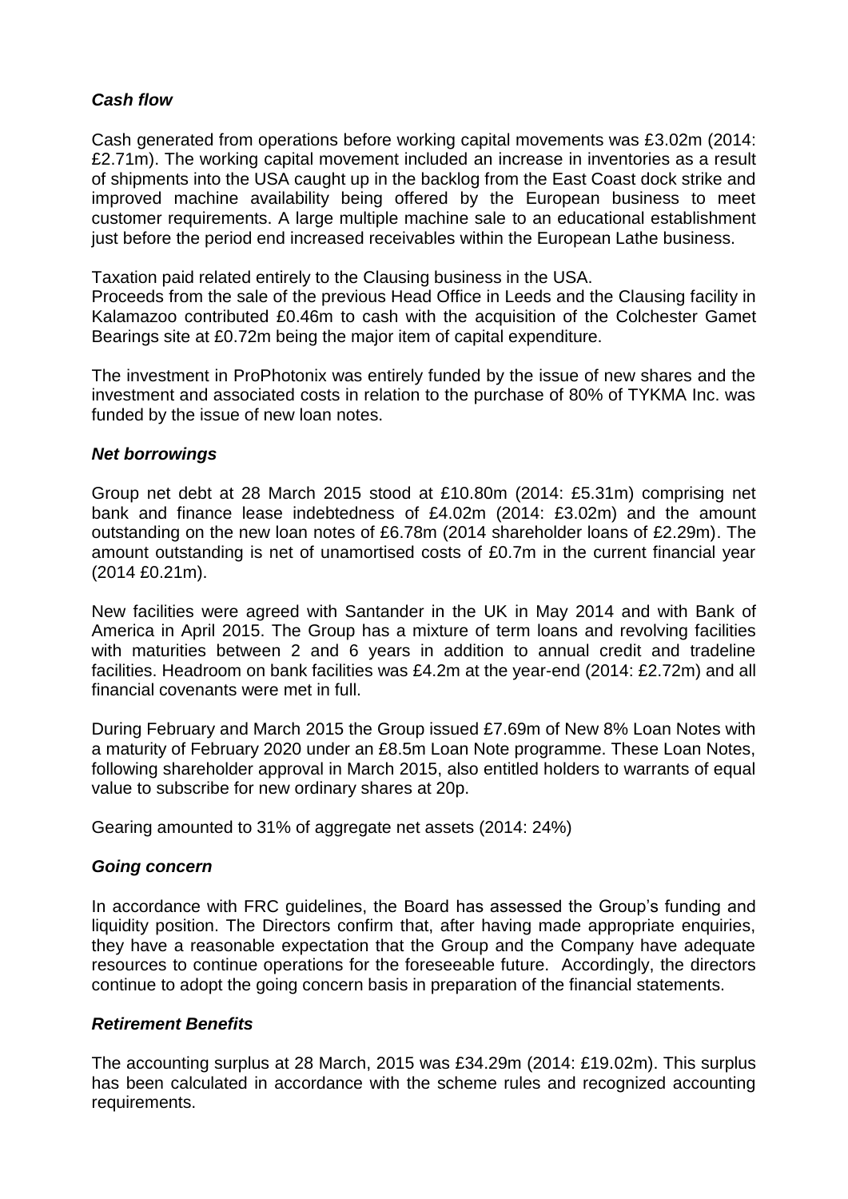### *Cash flow*

Cash generated from operations before working capital movements was £3.02m (2014: £2.71m). The working capital movement included an increase in inventories as a result of shipments into the USA caught up in the backlog from the East Coast dock strike and improved machine availability being offered by the European business to meet customer requirements. A large multiple machine sale to an educational establishment just before the period end increased receivables within the European Lathe business.

Taxation paid related entirely to the Clausing business in the USA.
Proceeds from the sale of the previous Head Office in Leeds and the Clausing facility in Kalamazoo contributed £0.46m to cash with the acquisition of the Colchester Gamet Bearings site at £0.72m being the major item of capital expenditure.

The investment in ProPhotonix was entirely funded by the issue of new shares and the investment and associated costs in relation to the purchase of 80% of TYKMA Inc. was funded by the issue of new loan notes.

### *Net borrowings*

Group net debt at 28 March 2015 stood at £10.80m (2014: £5.31m) comprising net bank and finance lease indebtedness of £4.02m (2014: £3.02m) and the amount outstanding on the new loan notes of £6.78m (2014 shareholder loans of £2.29m). The amount outstanding is net of unamortised costs of £0.7m in the current financial year (2014 £0.21m).

New facilities were agreed with Santander in the UK in May 2014 and with Bank of America in April 2015. The Group has a mixture of term loans and revolving facilities with maturities between 2 and 6 years in addition to annual credit and tradeline facilities. Headroom on bank facilities was £4.2m at the year-end (2014: £2.72m) and all financial covenants were met in full.

During February and March 2015 the Group issued £7.69m of New 8% Loan Notes with a maturity of February 2020 under an £8.5m Loan Note programme. These Loan Notes, following shareholder approval in March 2015, also entitled holders to warrants of equal value to subscribe for new ordinary shares at 20p.

Gearing amounted to 31% of aggregate net assets (2014: 24%)

### *Going concern*

In accordance with FRC guidelines, the Board has assessed the Group's funding and liquidity position. The Directors confirm that, after having made appropriate enquiries, they have a reasonable expectation that the Group and the Company have adequate resources to continue operations for the foreseeable future. Accordingly, the directors continue to adopt the going concern basis in preparation of the financial statements.

### *Retirement Benefits*

The accounting surplus at 28 March, 2015 was £34.29m (2014: £19.02m). This surplus has been calculated in accordance with the scheme rules and recognized accounting requirements.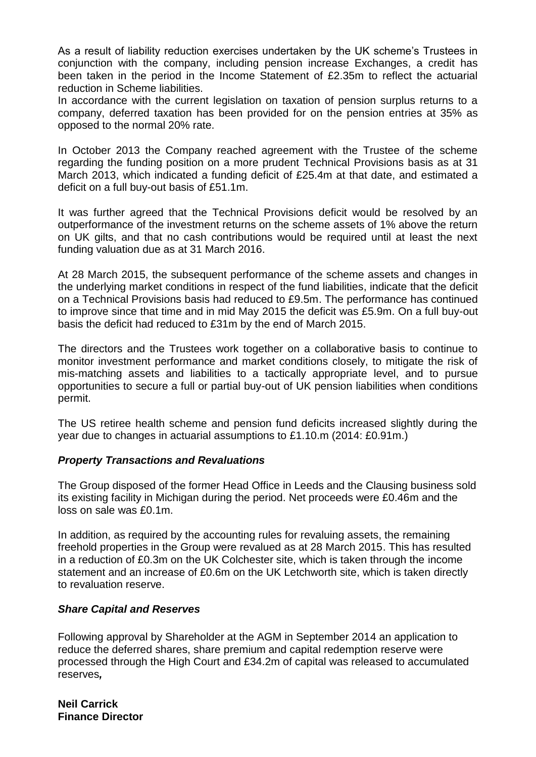As a result of liability reduction exercises undertaken by the UK scheme's Trustees in conjunction with the company, including pension increase Exchanges, a credit has been taken in the period in the Income Statement of £2.35m to reflect the actuarial reduction in Scheme liabilities.
In accordance with the current legislation on taxation of pension surplus returns to a company, deferred taxation has been provided for on the pension entries at 35% as opposed to the normal 20% rate.

In October 2013 the Company reached agreement with the Trustee of the scheme regarding the funding position on a more prudent Technical Provisions basis as at 31 March 2013, which indicated a funding deficit of £25.4m at that date, and estimated a deficit on a full buy-out basis of £51.1m.

It was further agreed that the Technical Provisions deficit would be resolved by an outperformance of the investment returns on the scheme assets of 1% above the return on UK gilts, and that no cash contributions would be required until at least the next funding valuation due as at 31 March 2016.

At 28 March 2015, the subsequent performance of the scheme assets and changes in the underlying market conditions in respect of the fund liabilities, indicate that the deficit on a Technical Provisions basis had reduced to £9.5m. The performance has continued to improve since that time and in mid May 2015 the deficit was £5.9m. On a full buy-out basis the deficit had reduced to £31m by the end of March 2015.

The directors and the Trustees work together on a collaborative basis to continue to monitor investment performance and market conditions closely, to mitigate the risk of mis-matching assets and liabilities to a tactically appropriate level, and to pursue opportunities to secure a full or partial buy-out of UK pension liabilities when conditions permit.

The US retiree health scheme and pension fund deficits increased slightly during the year due to changes in actuarial assumptions to £1.10.m (2014: £0.91m.)

### *Property Transactions and Revaluations*

The Group disposed of the former Head Office in Leeds and the Clausing business sold its existing facility in Michigan during the period. Net proceeds were £0.46m and the loss on sale was £0.1m.

In addition, as required by the accounting rules for revaluing assets, the remaining freehold properties in the Group were revalued as at 28 March 2015. This has resulted in a reduction of £0.3m on the UK Colchester site, which is taken through the income statement and an increase of £0.6m on the UK Letchworth site, which is taken directly to revaluation reserve.

### *Share Capital and Reserves*

Following approval by Shareholder at the AGM in September 2014 an application to reduce the deferred shares, share premium and capital redemption reserve were processed through the High Court and £34.2m of capital was released to accumulated reserves*,*

**Neil Carrick**
**Finance Director**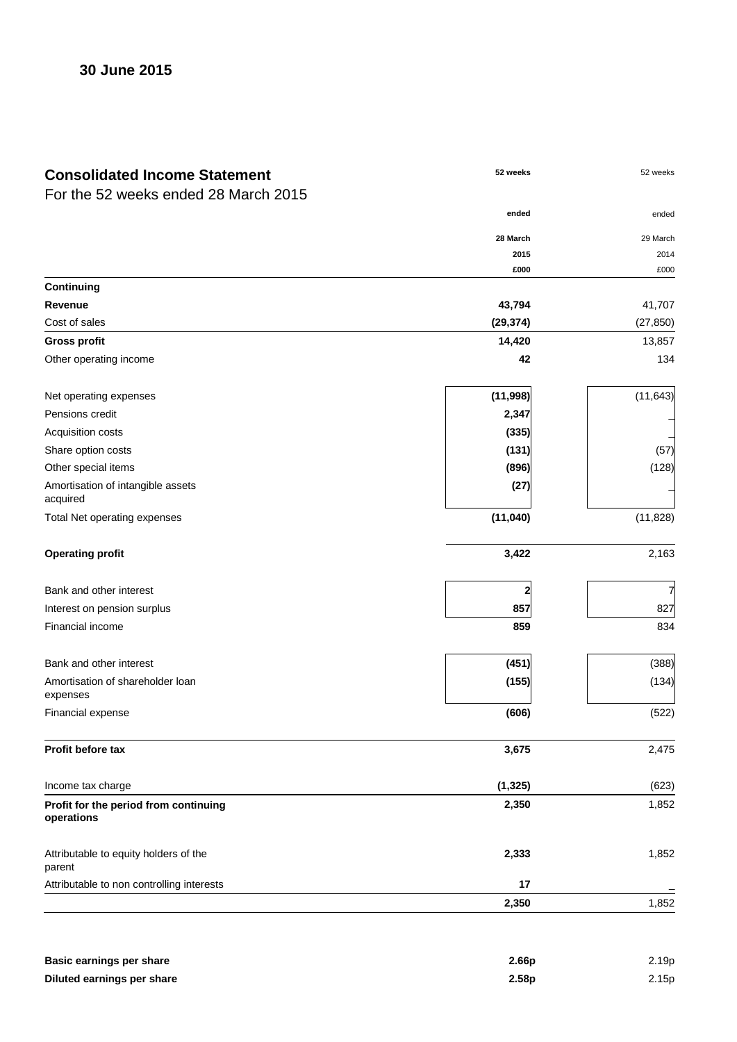**30 June 2015**

## Consolidated Income Statement

For the 52 weeks ended 28 March 2015

| | **52 weeks ended 28 March 2015 £000** | 52 weeks ended 29 March 2014 £000 |
|---|---|---|
| **Continuing** | | |
| **Revenue** | **43,794** | 41,707 |
| Cost of sales | **(29,374)** | (27,850) |
| **Gross profit** | **14,420** | 13,857 |
| Other operating income | **42** | 134 |
| | | |
| Net operating expenses | **(11,998)** | (11,643) |
| Pensions credit | **2,347** | – |
| Acquisition costs | **(335)** | – |
| Share option costs | **(131)** | (57) |
| Other special items | **(896)** | (128) |
| Amortisation of intangible assets acquired | **(27)** | – |
| Total Net operating expenses | **(11,040)** | (11,828) |
| | | |
| **Operating profit** | **3,422** | 2,163 |
| | | |
| Bank and other interest | **2** | 7 |
| Interest on pension surplus | **857** | 827 |
| Financial income | **859** | 834 |
| | | |
| Bank and other interest | **(451)** | (388) |
| Amortisation of shareholder loan expenses | **(155)** | (134) |
| Financial expense | **(606)** | (522) |
| | | |
| **Profit before tax** | **3,675** | 2,475 |
| | | |
| Income tax charge | **(1,325)** | (623) |
| **Profit for the period from continuing operations** | **2,350** | 1,852 |
| | | |
| Attributable to equity holders of the parent | **2,333** | 1,852 |
| Attributable to non controlling interests | **17** | – |
| | **2,350** | 1,852 |
| | | |
| **Basic earnings per share** | **2.66p** | 2.19p |
| **Diluted earnings per share** | **2.58p** | 2.15p |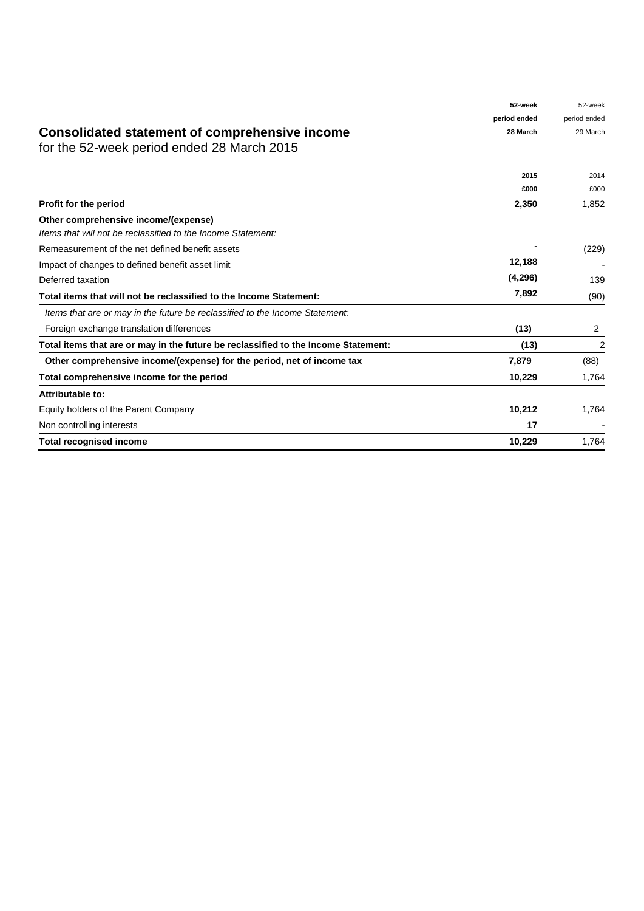# Consolidated statement of comprehensive income

for the 52-week period ended 28 March 2015

| | **52-week period ended 28 March 2015** | 52-week period ended 29 March 2014 |
|---|---|---|
| | **£000** | £000 |
| **Profit for the period** | **2,350** | 1,852 |
| **Other comprehensive income/(expense)** | | |
| *Items that will not be reclassified to the Income Statement:* | | |
| Remeasurement of the net defined benefit assets | **-** | (229) |
| Impact of changes to defined benefit asset limit | **12,188** | - |
| Deferred taxation | **(4,296)** | 139 |
| **Total items that will not be reclassified to the Income Statement:** | **7,892** | (90) |
| *Items that are or may in the future be reclassified to the Income Statement:* | | |
| Foreign exchange translation differences | **(13)** | 2 |
| **Total items that are or may in the future be reclassified to the Income Statement:** | **(13)** | 2 |
| **Other comprehensive income/(expense) for the period, net of income tax** | **7,879** | (88) |
| **Total comprehensive income for the period** | **10,229** | 1,764 |
| **Attributable to:** | | |
| Equity holders of the Parent Company | **10,212** | 1,764 |
| Non controlling interests | **17** | - |
| **Total recognised income** | **10,229** | 1,764 |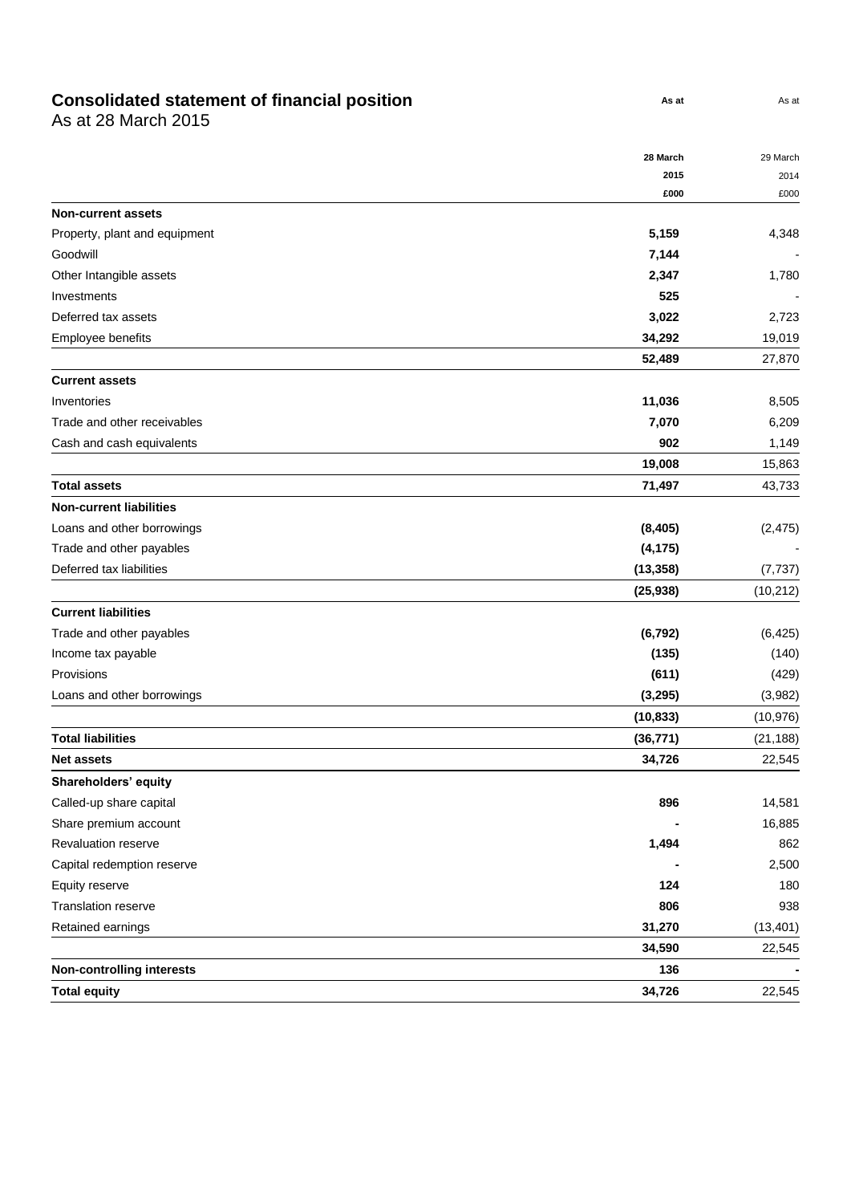# Consolidated statement of financial position

As at 28 March 2015

| | As at 28 March 2015 £000 | As at 29 March 2014 £000 |
|---|---|---|
| **Non-current assets** | | |
| Property, plant and equipment | **5,159** | 4,348 |
| Goodwill | **7,144** | - |
| Other Intangible assets | **2,347** | 1,780 |
| Investments | **525** | - |
| Deferred tax assets | **3,022** | 2,723 |
| Employee benefits | **34,292** | 19,019 |
| | **52,489** | 27,870 |
| **Current assets** | | |
| Inventories | **11,036** | 8,505 |
| Trade and other receivables | **7,070** | 6,209 |
| Cash and cash equivalents | **902** | 1,149 |
| | **19,008** | 15,863 |
| **Total assets** | **71,497** | 43,733 |
| **Non-current liabilities** | | |
| Loans and other borrowings | **(8,405)** | (2,475) |
| Trade and other payables | **(4,175)** | - |
| Deferred tax liabilities | **(13,358)** | (7,737) |
| | **(25,938)** | (10,212) |
| **Current liabilities** | | |
| Trade and other payables | **(6,792)** | (6,425) |
| Income tax payable | **(135)** | (140) |
| Provisions | **(611)** | (429) |
| Loans and other borrowings | **(3,295)** | (3,982) |
| | **(10,833)** | (10,976) |
| **Total liabilities** | **(36,771)** | (21,188) |
| **Net assets** | **34,726** | 22,545 |
| **Shareholders' equity** | | |
| Called-up share capital | **896** | 14,581 |
| Share premium account | **-** | 16,885 |
| Revaluation reserve | **1,494** | 862 |
| Capital redemption reserve | **-** | 2,500 |
| Equity reserve | **124** | 180 |
| Translation reserve | **806** | 938 |
| Retained earnings | **31,270** | (13,401) |
| | **34,590** | 22,545 |
| **Non-controlling interests** | **136** | **-** |
| **Total equity** | **34,726** | 22,545 |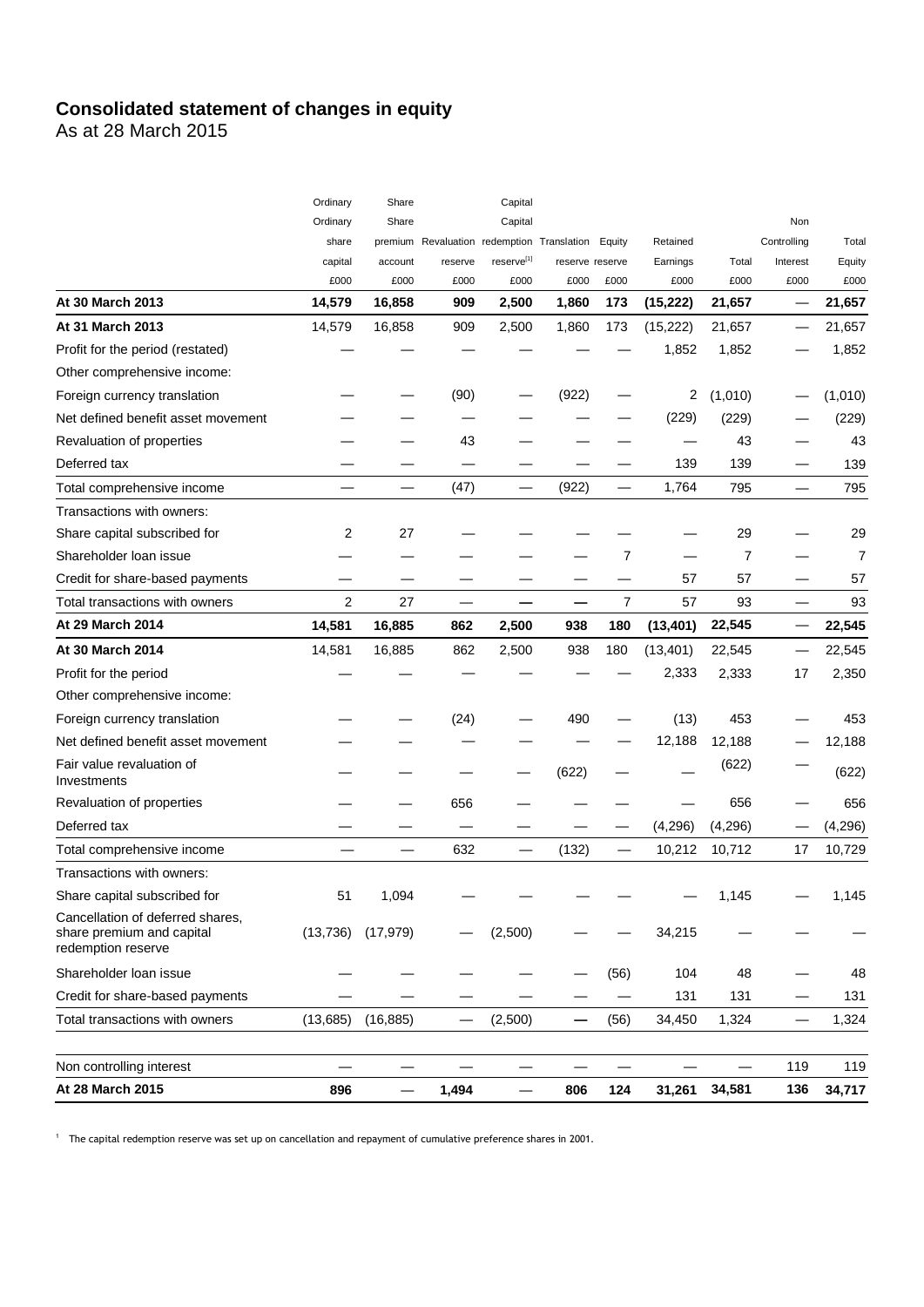# Consolidated statement of changes in equity

As at 28 March 2015

| | Ordinary Ordinary share capital £000 | Share Share premium account £000 | Revaluation reserve £000 | Capital Capital redemption reserve[1] £000 | Translation reserve £000 | Equity reserve £000 | Retained Earnings £000 | Total £000 | Non Controlling Interest £000 | Total Equity £000 |
|---|---|---|---|---|---|---|---|---|---|---|
| **At 30 March 2013** | **14,579** | **16,858** | **909** | **2,500** | **1,860** | **173** | **(15,222)** | **21,657** | **—** | **21,657** |
| **At 31 March 2013** | 14,579 | 16,858 | 909 | 2,500 | 1,860 | 173 | (15,222) | 21,657 | — | 21,657 |
| Profit for the period (restated) | — | — | — | — | — | — | 1,852 | 1,852 | — | 1,852 |
| Other comprehensive income: | | | | | | | | | | |
| Foreign currency translation | — | — | (90) | — | (922) | — | 2 | (1,010) | — | (1,010) |
| Net defined benefit asset movement | — | — | — | — | — | — | (229) | (229) | — | (229) |
| Revaluation of properties | — | — | 43 | — | — | — | — | 43 | — | 43 |
| Deferred tax | — | — | — | — | — | — | 139 | 139 | — | 139 |
| Total comprehensive income | — | — | (47) | — | (922) | — | 1,764 | 795 | — | 795 |
| Transactions with owners: | | | | | | | | | | |
| Share capital subscribed for | 2 | 27 | — | — | — | — | — | 29 | — | 29 |
| Shareholder loan issue | — | — | — | — | — | 7 | — | 7 | — | 7 |
| Credit for share-based payments | — | — | — | — | — | — | 57 | 57 | — | 57 |
| Total transactions with owners | 2 | 27 | — | — | — | 7 | 57 | 93 | — | 93 |
| **At 29 March 2014** | **14,581** | **16,885** | **862** | **2,500** | **938** | **180** | **(13,401)** | **22,545** | **—** | **22,545** |
| **At 30 March 2014** | 14,581 | 16,885 | 862 | 2,500 | 938 | 180 | (13,401) | 22,545 | — | 22,545 |
| Profit for the period | — | — | — | — | — | — | 2,333 | 2,333 | 17 | 2,350 |
| Other comprehensive income: | | | | | | | | | | |
| Foreign currency translation | — | — | (24) | — | 490 | — | (13) | 453 | — | 453 |
| Net defined benefit asset movement | — | — | — | — | — | — | 12,188 | 12,188 | — | 12,188 |
| Fair value revaluation of Investments | — | — | — | — | (622) | — | — | (622) | — | (622) |
| Revaluation of properties | — | — | 656 | — | — | — | — | 656 | — | 656 |
| Deferred tax | — | — | — | — | — | — | (4,296) | (4,296) | — | (4,296) |
| Total comprehensive income | — | — | 632 | — | (132) | — | 10,212 | 10,712 | 17 | 10,729 |
| Transactions with owners: | | | | | | | | | | |
| Share capital subscribed for | 51 | 1,094 | — | — | — | — | — | 1,145 | — | 1,145 |
| Cancellation of deferred shares, share premium and capital redemption reserve | (13,736) | (17,979) | — | (2,500) | — | — | 34,215 | — | — | — |
| Shareholder loan issue | — | — | — | — | — | (56) | 104 | 48 | — | 48 |
| Credit for share-based payments | — | — | — | — | — | — | 131 | 131 | — | 131 |
| Total transactions with owners | (13,685) | (16,885) | — | (2,500) | — | (56) | 34,450 | 1,324 | — | 1,324 |
| Non controlling interest | — | — | — | — | — | — | — | — | 119 | 119 |
| **At 28 March 2015** | **896** | **—** | **1,494** | **—** | **806** | **124** | **31,261** | **34,581** | **136** | **34,717** |

[1] The capital redemption reserve was set up on cancellation and repayment of cumulative preference shares in 2001.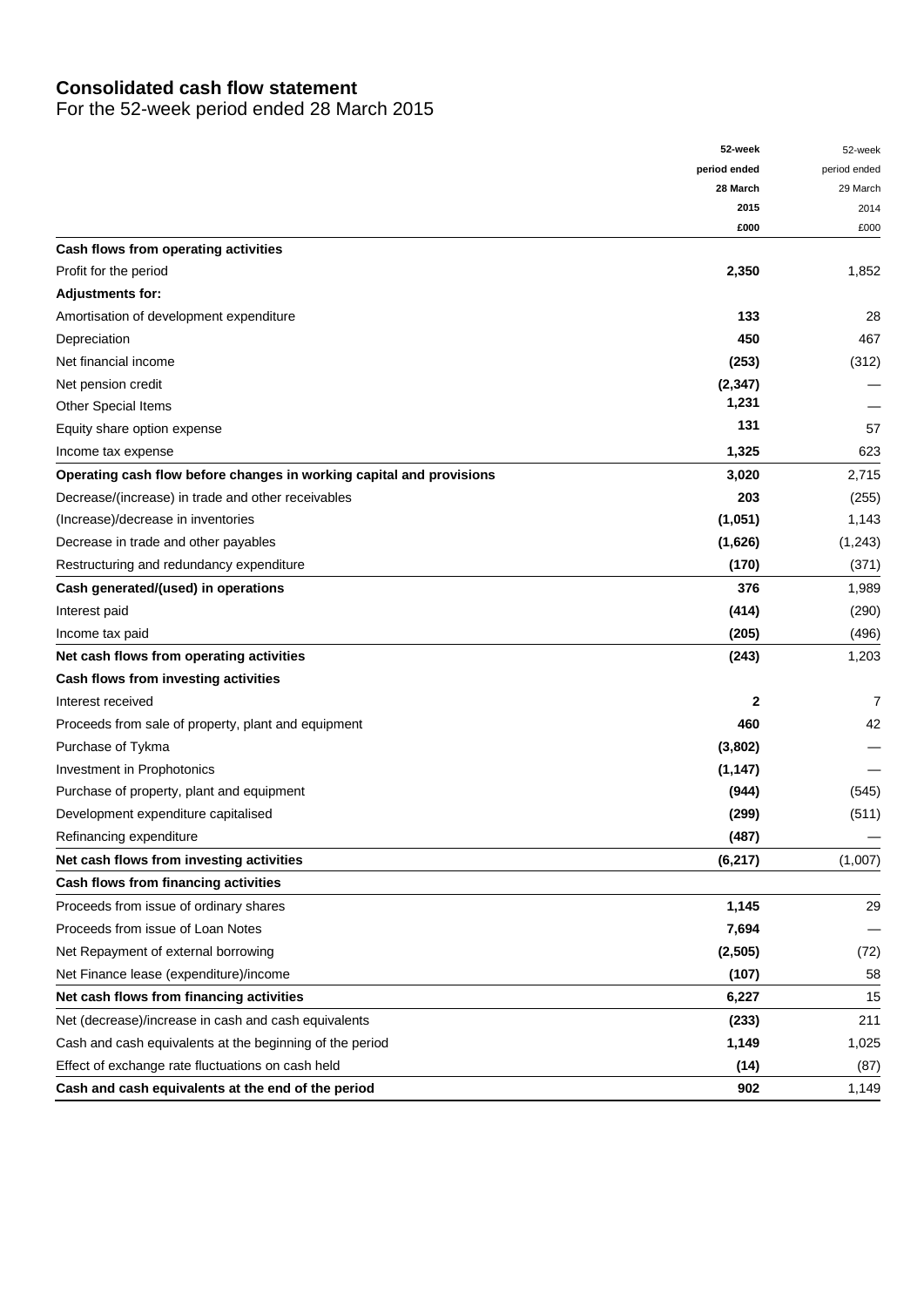# Consolidated cash flow statement

For the 52-week period ended 28 March 2015

| | **52-week period ended 28 March 2015 £000** | 52-week period ended 29 March 2014 £000 |
|---|---|---|
| **Cash flows from operating activities** | | |
| Profit for the period | **2,350** | 1,852 |
| **Adjustments for:** | | |
| Amortisation of development expenditure | **133** | 28 |
| Depreciation | **450** | 467 |
| Net financial income | **(253)** | (312) |
| Net pension credit | **(2,347)** | — |
| Other Special Items | **1,231** | — |
| Equity share option expense | **131** | 57 |
| Income tax expense | **1,325** | 623 |
| **Operating cash flow before changes in working capital and provisions** | **3,020** | 2,715 |
| Decrease/(increase) in trade and other receivables | **203** | (255) |
| (Increase)/decrease in inventories | **(1,051)** | 1,143 |
| Decrease in trade and other payables | **(1,626)** | (1,243) |
| Restructuring and redundancy expenditure | **(170)** | (371) |
| **Cash generated/(used) in operations** | **376** | 1,989 |
| Interest paid | **(414)** | (290) |
| Income tax paid | **(205)** | (496) |
| **Net cash flows from operating activities** | **(243)** | 1,203 |
| **Cash flows from investing activities** | | |
| Interest received | **2** | 7 |
| Proceeds from sale of property, plant and equipment | **460** | 42 |
| Purchase of Tykma | **(3,802)** | — |
| Investment in Prophotonics | **(1,147)** | — |
| Purchase of property, plant and equipment | **(944)** | (545) |
| Development expenditure capitalised | **(299)** | (511) |
| Refinancing expenditure | **(487)** | — |
| **Net cash flows from investing activities** | **(6,217)** | (1,007) |
| **Cash flows from financing activities** | | |
| Proceeds from issue of ordinary shares | **1,145** | 29 |
| Proceeds from issue of Loan Notes | **7,694** | — |
| Net Repayment of external borrowing | **(2,505)** | (72) |
| Net Finance lease (expenditure)/income | **(107)** | 58 |
| **Net cash flows from financing activities** | **6,227** | 15 |
| Net (decrease)/increase in cash and cash equivalents | **(233)** | 211 |
| Cash and cash equivalents at the beginning of the period | **1,149** | 1,025 |
| Effect of exchange rate fluctuations on cash held | **(14)** | (87) |
| **Cash and cash equivalents at the end of the period** | **902** | 1,149 |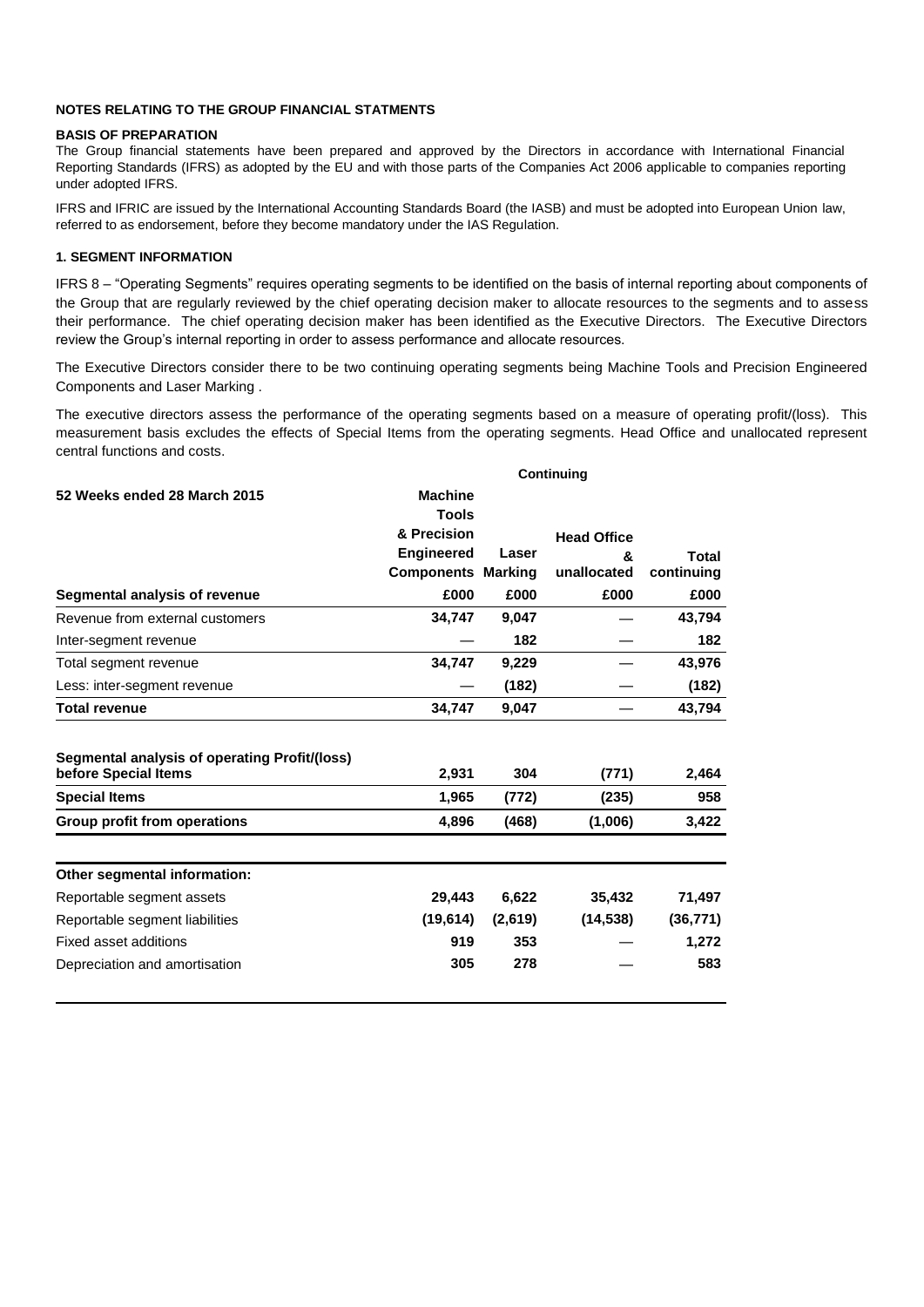**NOTES RELATING TO THE GROUP FINANCIAL STATMENTS**

**BASIS OF PREPARATION**

The Group financial statements have been prepared and approved by the Directors in accordance with International Financial Reporting Standards (IFRS) as adopted by the EU and with those parts of the Companies Act 2006 applicable to companies reporting under adopted IFRS.

IFRS and IFRIC are issued by the International Accounting Standards Board (the IASB) and must be adopted into European Union law, referred to as endorsement, before they become mandatory under the IAS Regulation.

**1. SEGMENT INFORMATION**

IFRS 8 – "Operating Segments" requires operating segments to be identified on the basis of internal reporting about components of the Group that are regularly reviewed by the chief operating decision maker to allocate resources to the segments and to assess their performance. The chief operating decision maker has been identified as the Executive Directors. The Executive Directors review the Group's internal reporting in order to assess performance and allocate resources.

The Executive Directors consider there to be two continuing operating segments being Machine Tools and Precision Engineered Components and Laser Marking .

The executive directors assess the performance of the operating segments based on a measure of operating profit/(loss). This measurement basis excludes the effects of Special Items from the operating segments. Head Office and unallocated represent central functions and costs.

| | Continuing | | | |
|---|---|---|---|---|
| **52 Weeks ended 28 March 2015** | **Machine Tools & Precision Engineered Components** | **Laser Marking** | **Head Office & unallocated** | **Total continuing** |
| **Segmental analysis of revenue** | **£000** | **£000** | **£000** | **£000** |
| Revenue from external customers | **34,747** | **9,047** | — | **43,794** |
| Inter-segment revenue | — | **182** | — | **182** |
| Total segment revenue | **34,747** | **9,229** | — | **43,976** |
| Less: inter-segment revenue | — | **(182)** | — | **(182)** |
| **Total revenue** | **34,747** | **9,047** | — | **43,794** |
| | | | | |
| **Segmental analysis of operating Profit/(loss) before Special Items** | **2,931** | **304** | **(771)** | **2,464** |
| **Special Items** | **1,965** | **(772)** | **(235)** | **958** |
| **Group profit from operations** | **4,896** | **(468)** | **(1,006)** | **3,422** |
| | | | | |
| **Other segmental information:** | | | | |
| Reportable segment assets | **29,443** | **6,622** | **35,432** | **71,497** |
| Reportable segment liabilities | **(19,614)** | **(2,619)** | **(14,538)** | **(36,771)** |
| Fixed asset additions | **919** | **353** | — | **1,272** |
| Depreciation and amortisation | **305** | **278** | — | **583** |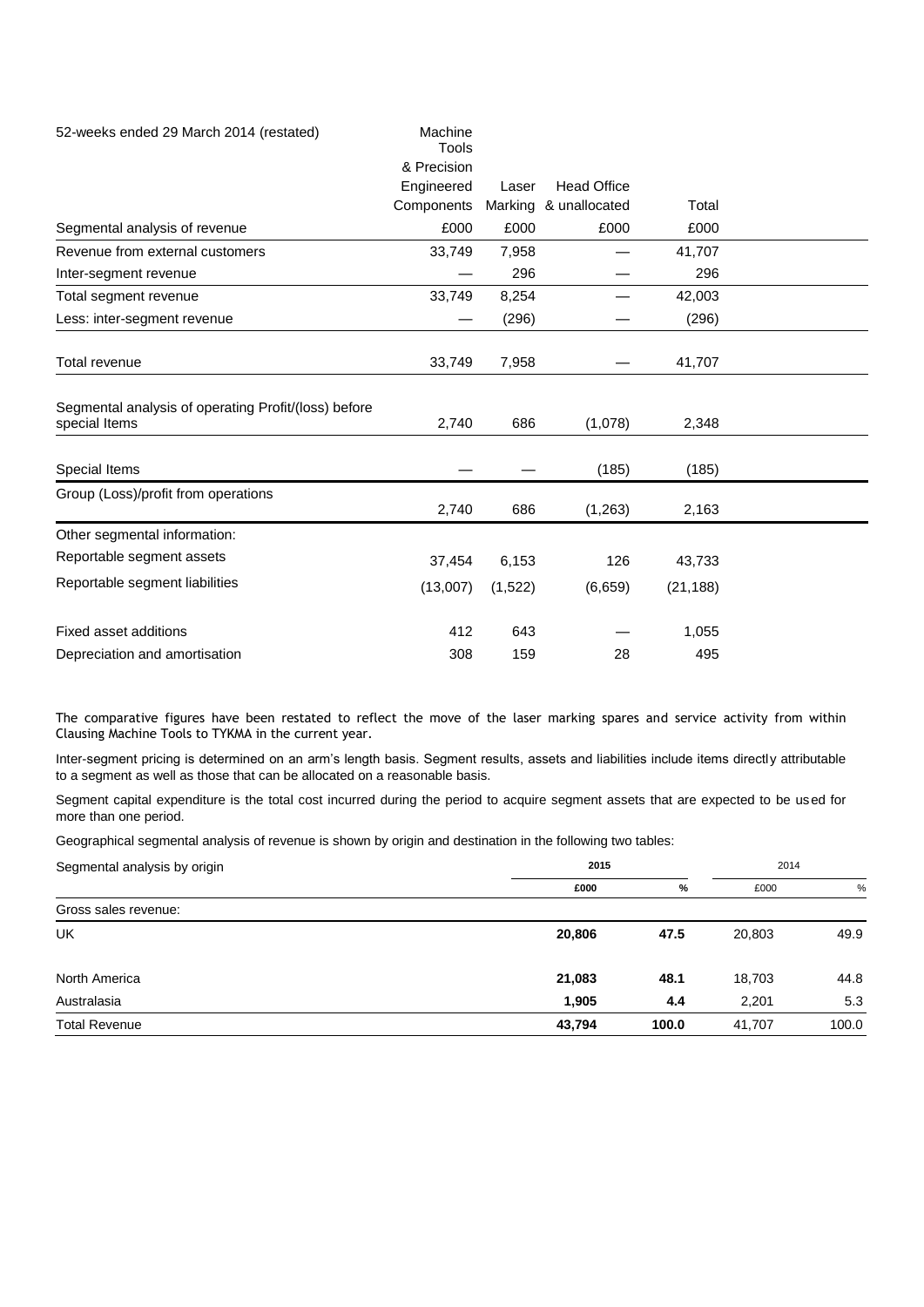| 52-weeks ended 29 March 2014 (restated) | Machine Tools & Precision Engineered Components | Laser Marking | Head Office & unallocated | Total |
|---|---|---|---|---|
| Segmental analysis of revenue | £000 | £000 | £000 | £000 |
| Revenue from external customers | 33,749 | 7,958 | — | 41,707 |
| Inter-segment revenue | — | 296 | — | 296 |
| Total segment revenue | 33,749 | 8,254 | — | 42,003 |
| Less: inter-segment revenue | — | (296) | — | (296) |
| Total revenue | 33,749 | 7,958 | — | 41,707 |
| Segmental analysis of operating Profit/(loss) before special Items | 2,740 | 686 | (1,078) | 2,348 |
| Special Items | — | — | (185) | (185) |
| Group (Loss)/profit from operations | 2,740 | 686 | (1,263) | 2,163 |
| Other segmental information: | | | | |
| Reportable segment assets | 37,454 | 6,153 | 126 | 43,733 |
| Reportable segment liabilities | (13,007) | (1,522) | (6,659) | (21,188) |
| Fixed asset additions | 412 | 643 | — | 1,055 |
| Depreciation and amortisation | 308 | 159 | 28 | 495 |

The comparative figures have been restated to reflect the move of the laser marking spares and service activity from within Clausing Machine Tools to TYKMA in the current year.

Inter-segment pricing is determined on an arm's length basis. Segment results, assets and liabilities include items directly attributable to a segment as well as those that can be allocated on a reasonable basis.

Segment capital expenditure is the total cost incurred during the period to acquire segment assets that are expected to be used for more than one period.

Geographical segmental analysis of revenue is shown by origin and destination in the following two tables:

| Segmental analysis by origin | 2015 | | 2014 | |
|---|---|---|---|---|
| | **£000** | **%** | £000 | % |
| Gross sales revenue: | | | | |
| UK | **20,806** | **47.5** | 20,803 | 49.9 |
| North America | **21,083** | **48.1** | 18,703 | 44.8 |
| Australasia | **1,905** | **4.4** | 2,201 | 5.3 |
| Total Revenue | **43,794** | **100.0** | 41,707 | 100.0 |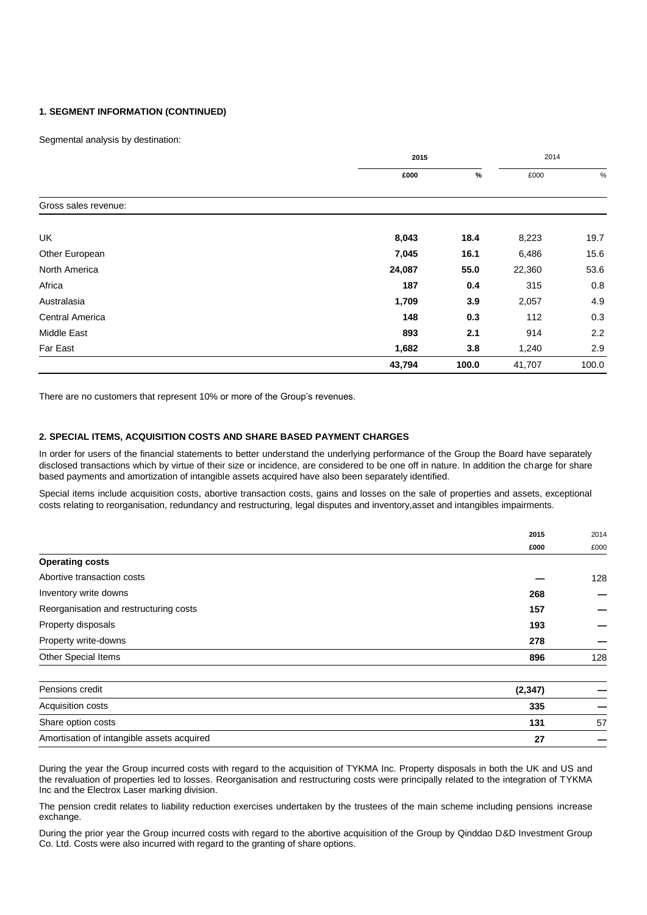**1. SEGMENT INFORMATION (CONTINUED)**

Segmental analysis by destination:

| | 2015 | | 2014 | |
|---|---|---|---|---|
| | £000 | % | £000 | % |
| Gross sales revenue: | | | | |
| UK | **8,043** | **18.4** | 8,223 | 19.7 |
| Other European | **7,045** | **16.1** | 6,486 | 15.6 |
| North America | **24,087** | **55.0** | 22,360 | 53.6 |
| Africa | **187** | **0.4** | 315 | 0.8 |
| Australasia | **1,709** | **3.9** | 2,057 | 4.9 |
| Central America | **148** | **0.3** | 112 | 0.3 |
| Middle East | **893** | **2.1** | 914 | 2.2 |
| Far East | **1,682** | **3.8** | 1,240 | 2.9 |
| | **43,794** | **100.0** | 41,707 | 100.0 |

There are no customers that represent 10% or more of the Group's revenues.

**2. SPECIAL ITEMS, ACQUISITION COSTS AND SHARE BASED PAYMENT CHARGES**

In order for users of the financial statements to better understand the underlying performance of the Group the Board have separately disclosed transactions which by virtue of their size or incidence, are considered to be one off in nature. In addition the charge for share based payments and amortization of intangible assets acquired have also been separately identified.

Special items include acquisition costs, abortive transaction costs, gains and losses on the sale of properties and assets, exceptional costs relating to reorganisation, redundancy and restructuring, legal disputes and inventory,asset and intangibles impairments.

| | 2015 | 2014 |
|---|---|---|
| | £000 | £000 |
| **Operating costs** | | |
| Abortive transaction costs | **—** | 128 |
| Inventory write downs | **268** | — |
| Reorganisation and restructuring costs | **157** | — |
| Property disposals | **193** | — |
| Property write-downs | **278** | — |
| Other Special Items | **896** | 128 |
| | | |
| Pensions credit | **(2,347)** | — |
| Acquisition costs | **335** | — |
| Share option costs | **131** | 57 |
| Amortisation of intangible assets acquired | **27** | — |

During the year the Group incurred costs with regard to the acquisition of TYKMA Inc. Property disposals in both the UK and US and the revaluation of properties led to losses. Reorganisation and restructuring costs were principally related to the integration of TYKMA Inc and the Electrox Laser marking division.

The pension credit relates to liability reduction exercises undertaken by the trustees of the main scheme including pensions increase exchange.

During the prior year the Group incurred costs with regard to the abortive acquisition of the Group by Qinddao D&D Investment Group Co. Ltd. Costs were also incurred with regard to the granting of share options.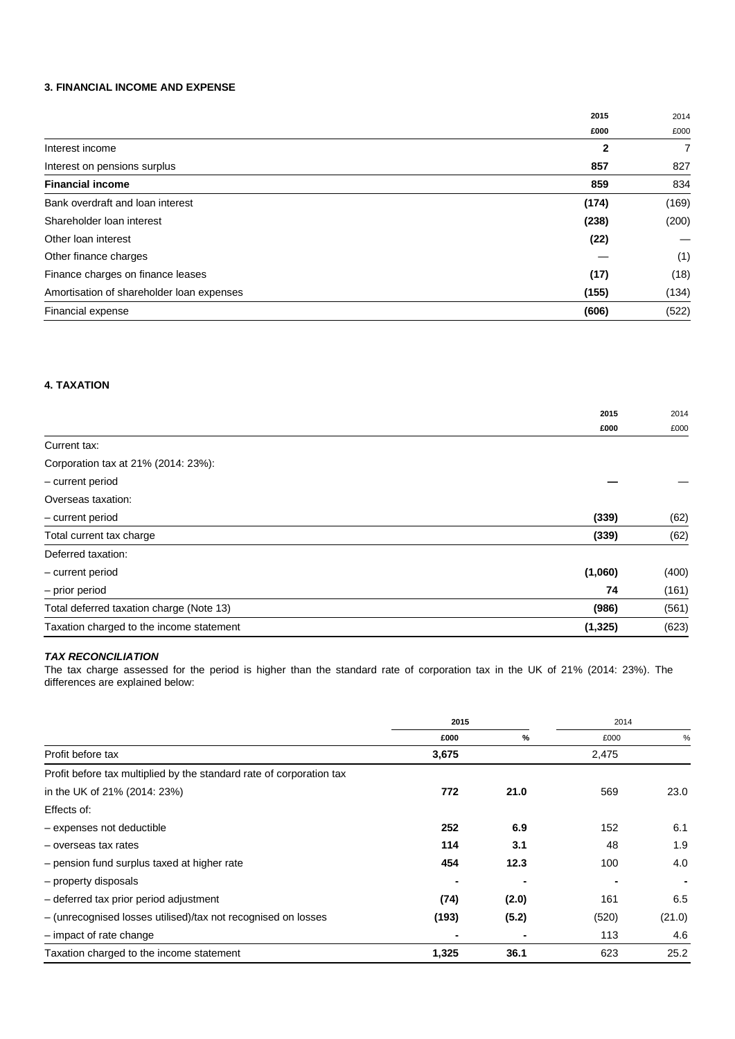### 3. FINANCIAL INCOME AND EXPENSE

| | 2015 | 2014 |
|---|---|---|
| | £000 | £000 |
| Interest income | **2** | 7 |
| Interest on pensions surplus | **857** | 827 |
| **Financial income** | **859** | 834 |
| Bank overdraft and loan interest | **(174)** | (169) |
| Shareholder loan interest | **(238)** | (200) |
| Other loan interest | **(22)** | — |
| Other finance charges | — | (1) |
| Finance charges on finance leases | **(17)** | (18) |
| Amortisation of shareholder loan expenses | **(155)** | (134) |
| Financial expense | **(606)** | (522) |

### 4. TAXATION

| | 2015 | 2014 |
|---|---|---|
| | £000 | £000 |
| Current tax: | | |
| Corporation tax at 21% (2014: 23%): | | |
| – current period | **—** | — |
| Overseas taxation: | | |
| – current period | **(339)** | (62) |
| Total current tax charge | **(339)** | (62) |
| Deferred taxation: | | |
| – current period | **(1,060)** | (400) |
| – prior period | **74** | (161) |
| Total deferred taxation charge (Note 13) | **(986)** | (561) |
| Taxation charged to the income statement | **(1,325)** | (623) |

***TAX RECONCILIATION***

The tax charge assessed for the period is higher than the standard rate of corporation tax in the UK of 21% (2014: 23%). The differences are explained below:

| | 2015 | | 2014 | |
|---|---|---|---|---|
| | £000 | % | £000 | % |
| Profit before tax | **3,675** | | 2,475 | |
| Profit before tax multiplied by the standard rate of corporation tax | | | | |
| in the UK of 21% (2014: 23%) | **772** | **21.0** | 569 | 23.0 |
| Effects of: | | | | |
| – expenses not deductible | **252** | **6.9** | 152 | 6.1 |
| – overseas tax rates | **114** | **3.1** | 48 | 1.9 |
| – pension fund surplus taxed at higher rate | **454** | **12.3** | 100 | 4.0 |
| – property disposals | **-** | **-** | - | - |
| – deferred tax prior period adjustment | **(74)** | **(2.0)** | 161 | 6.5 |
| – (unrecognised losses utilised)/tax not recognised on losses | **(193)** | **(5.2)** | (520) | (21.0) |
| – impact of rate change | **-** | **-** | 113 | 4.6 |
| Taxation charged to the income statement | **1,325** | **36.1** | 623 | 25.2 |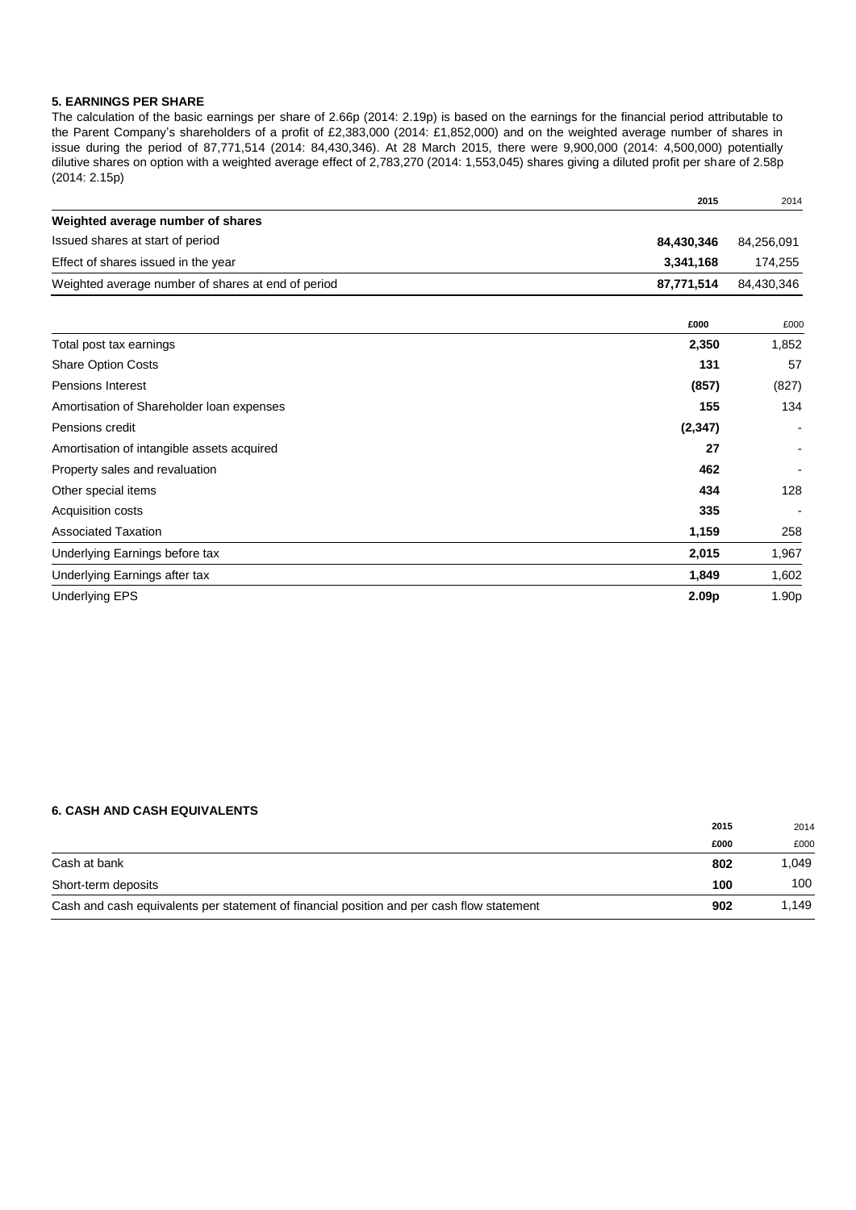### 5. EARNINGS PER SHARE

The calculation of the basic earnings per share of 2.66p (2014: 2.19p) is based on the earnings for the financial period attributable to the Parent Company's shareholders of a profit of £2,383,000 (2014: £1,852,000) and on the weighted average number of shares in issue during the period of 87,771,514 (2014: 84,430,346). At 28 March 2015, there were 9,900,000 (2014: 4,500,000) potentially dilutive shares on option with a weighted average effect of 2,783,270 (2014: 1,553,045) shares giving a diluted profit per share of 2.58p (2014: 2.15p)

| | **2015** | 2014 |
|---|---|---|
| **Weighted average number of shares** | | |
| Issued shares at start of period | **84,430,346** | 84,256,091 |
| Effect of shares issued in the year | **3,341,168** | 174,255 |
| Weighted average number of shares at end of period | **87,771,514** | 84,430,346 |

| | **£000** | £000 |
|---|---|---|
| Total post tax earnings | **2,350** | 1,852 |
| Share Option Costs | **131** | 57 |
| Pensions Interest | **(857)** | (827) |
| Amortisation of Shareholder loan expenses | **155** | 134 |
| Pensions credit | **(2,347)** | - |
| Amortisation of intangible assets acquired | **27** | - |
| Property sales and revaluation | **462** | - |
| Other special items | **434** | 128 |
| Acquisition costs | **335** | - |
| Associated Taxation | **1,159** | 258 |
| Underlying Earnings before tax | **2,015** | 1,967 |
| Underlying Earnings after tax | **1,849** | 1,602 |
| Underlying EPS | **2.09p** | 1.90p |

### 6. CASH AND CASH EQUIVALENTS

| | **2015** | 2014 |
|---|---|---|
| | **£000** | £000 |
| Cash at bank | **802** | 1,049 |
| Short-term deposits | **100** | 100 |
| Cash and cash equivalents per statement of financial position and per cash flow statement | **902** | 1,149 |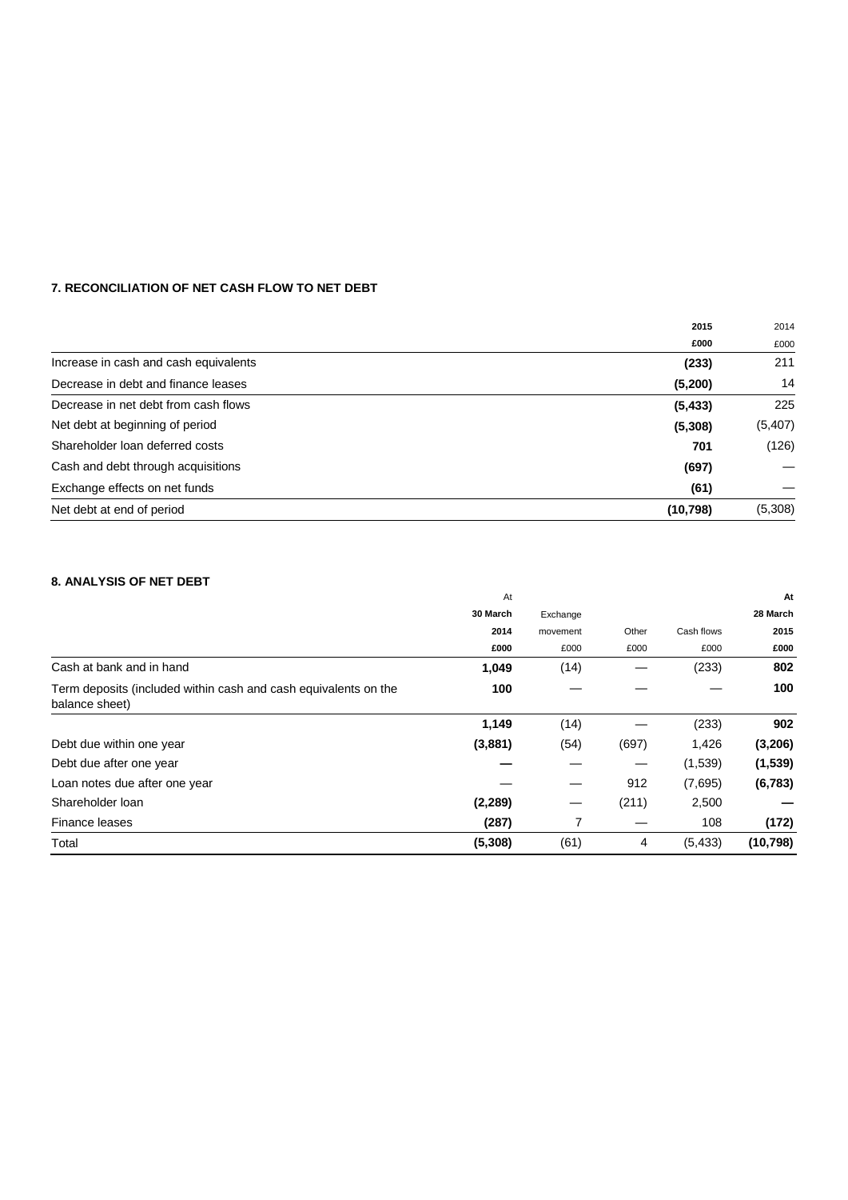### 7. RECONCILIATION OF NET CASH FLOW TO NET DEBT

| | 2015 £000 | 2014 £000 |
|---|---|---|
| Increase in cash and cash equivalents | **(233)** | 211 |
| Decrease in debt and finance leases | **(5,200)** | 14 |
| Decrease in net debt from cash flows | **(5,433)** | 225 |
| Net debt at beginning of period | **(5,308)** | (5,407) |
| Shareholder loan deferred costs | **701** | (126) |
| Cash and debt through acquisitions | **(697)** | — |
| Exchange effects on net funds | **(61)** | — |
| Net debt at end of period | **(10,798)** | (5,308) |

### 8. ANALYSIS OF NET DEBT

| | At 30 March 2014 £000 | Exchange movement £000 | Other £000 | Cash flows £000 | At 28 March 2015 £000 |
|---|---|---|---|---|---|
| Cash at bank and in hand | **1,049** | (14) | — | (233) | **802** |
| Term deposits (included within cash and cash equivalents on the balance sheet) | **100** | — | — | — | **100** |
| | **1,149** | (14) | — | (233) | **902** |
| Debt due within one year | **(3,881)** | (54) | (697) | 1,426 | **(3,206)** |
| Debt due after one year | **—** | — | — | (1,539) | **(1,539)** |
| Loan notes due after one year | — | — | 912 | (7,695) | **(6,783)** |
| Shareholder loan | **(2,289)** | — | (211) | 2,500 | **—** |
| Finance leases | **(287)** | 7 | — | 108 | **(172)** |
| Total | **(5,308)** | (61) | 4 | (5,433) | **(10,798)** |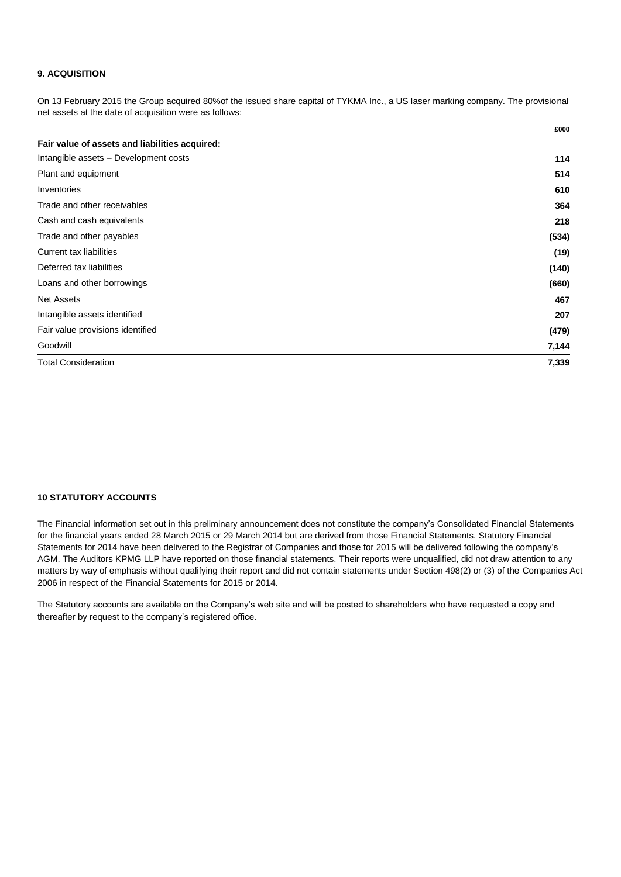## 9. ACQUISITION

On 13 February 2015 the Group acquired 80%of the issued share capital of TYKMA Inc., a US laser marking company. The provisional net assets at the date of acquisition were as follows:

| | £000 |
|---|---|
| **Fair value of assets and liabilities acquired:** | |
| Intangible assets – Development costs | **114** |
| Plant and equipment | **514** |
| Inventories | **610** |
| Trade and other receivables | **364** |
| Cash and cash equivalents | **218** |
| Trade and other payables | **(534)** |
| Current tax liabilities | **(19)** |
| Deferred tax liabilities | **(140)** |
| Loans and other borrowings | **(660)** |
| Net Assets | **467** |
| Intangible assets identified | **207** |
| Fair value provisions identified | **(479)** |
| Goodwill | **7,144** |
| Total Consideration | **7,339** |

## 10 STATUTORY ACCOUNTS

The Financial information set out in this preliminary announcement does not constitute the company's Consolidated Financial Statements for the financial years ended 28 March 2015 or 29 March 2014 but are derived from those Financial Statements. Statutory Financial Statements for 2014 have been delivered to the Registrar of Companies and those for 2015 will be delivered following the company's AGM. The Auditors KPMG LLP have reported on those financial statements. Their reports were unqualified, did not draw attention to any matters by way of emphasis without qualifying their report and did not contain statements under Section 498(2) or (3) of the Companies Act 2006 in respect of the Financial Statements for 2015 or 2014.

The Statutory accounts are available on the Company's web site and will be posted to shareholders who have requested a copy and thereafter by request to the company's registered office.